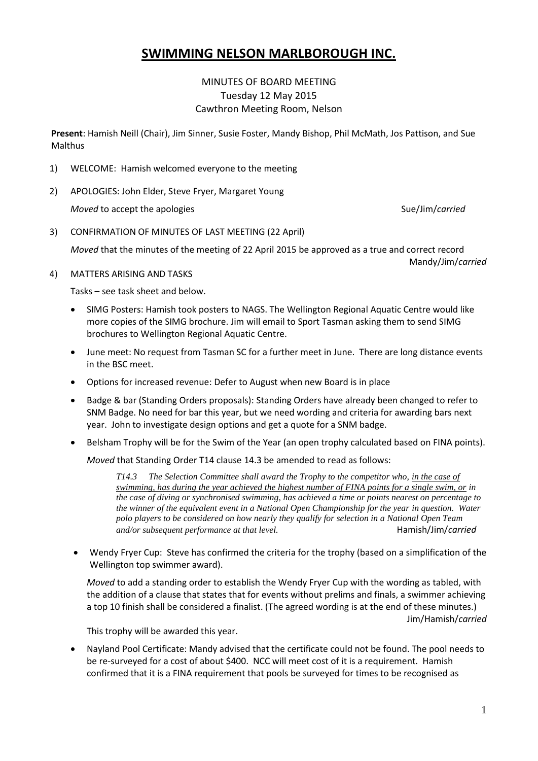# SWIMMING NELSON MARLBOROUGH INC.

MINUTES OF BOARD MEETING
Tuesday 12 May 2015
Cawthron Meeting Room, Nelson

**Present**: Hamish Neill (Chair), Jim Sinner, Susie Foster, Mandy Bishop, Phil McMath, Jos Pattison, and Sue Malthus

1) WELCOME: Hamish welcomed everyone to the meeting

2) APOLOGIES: John Elder, Steve Fryer, Margaret Young

   *Moved* to accept the apologies — Sue/Jim/*carried*

3) CONFIRMATION OF MINUTES OF LAST MEETING (22 April)

   *Moved* that the minutes of the meeting of 22 April 2015 be approved as a true and correct record — Mandy/Jim/*carried*

4) MATTERS ARISING AND TASKS

   Tasks – see task sheet and below.

   - SIMG Posters: Hamish took posters to NAGS. The Wellington Regional Aquatic Centre would like more copies of the SIMG brochure. Jim will email to Sport Tasman asking them to send SIMG brochures to Wellington Regional Aquatic Centre.
   - June meet: No request from Tasman SC for a further meet in June. There are long distance events in the BSC meet.
   - Options for increased revenue: Defer to August when new Board is in place
   - Badge & bar (Standing Orders proposals): Standing Orders have already been changed to refer to SNM Badge. No need for bar this year, but we need wording and criteria for awarding bars next year. John to investigate design options and get a quote for a SNM badge.
   - Belsham Trophy will be for the Swim of the Year (an open trophy calculated based on FINA points).

     *Moved* that Standing Order T14 clause 14.3 be amended to read as follows:

     > *T14.3 The Selection Committee shall award the Trophy to the competitor who, <u>in the case of swimming, has during the year achieved the highest number of FINA points for a single swim, or</u> in the case of diving or synchronised swimming, has achieved a time or points nearest on percentage to the winner of the equivalent event in a National Open Championship for the year in question. Water polo players to be considered on how nearly they qualify for selection in a National Open Team and/or subsequent performance at that level.*

     Hamish/Jim/*carried*

   - Wendy Fryer Cup: Steve has confirmed the criteria for the trophy (based on a simplification of the Wellington top swimmer award).

     *Moved* to add a standing order to establish the Wendy Fryer Cup with the wording as tabled, with the addition of a clause that states that for events without prelims and finals, a swimmer achieving a top 10 finish shall be considered a finalist. (The agreed wording is at the end of these minutes.) — Jim/Hamish/*carried*

     This trophy will be awarded this year.

   - Nayland Pool Certificate: Mandy advised that the certificate could not be found. The pool needs to be re-surveyed for a cost of about $400. NCC will meet cost of it is a requirement. Hamish confirmed that it is a FINA requirement that pools be surveyed for times to be recognised as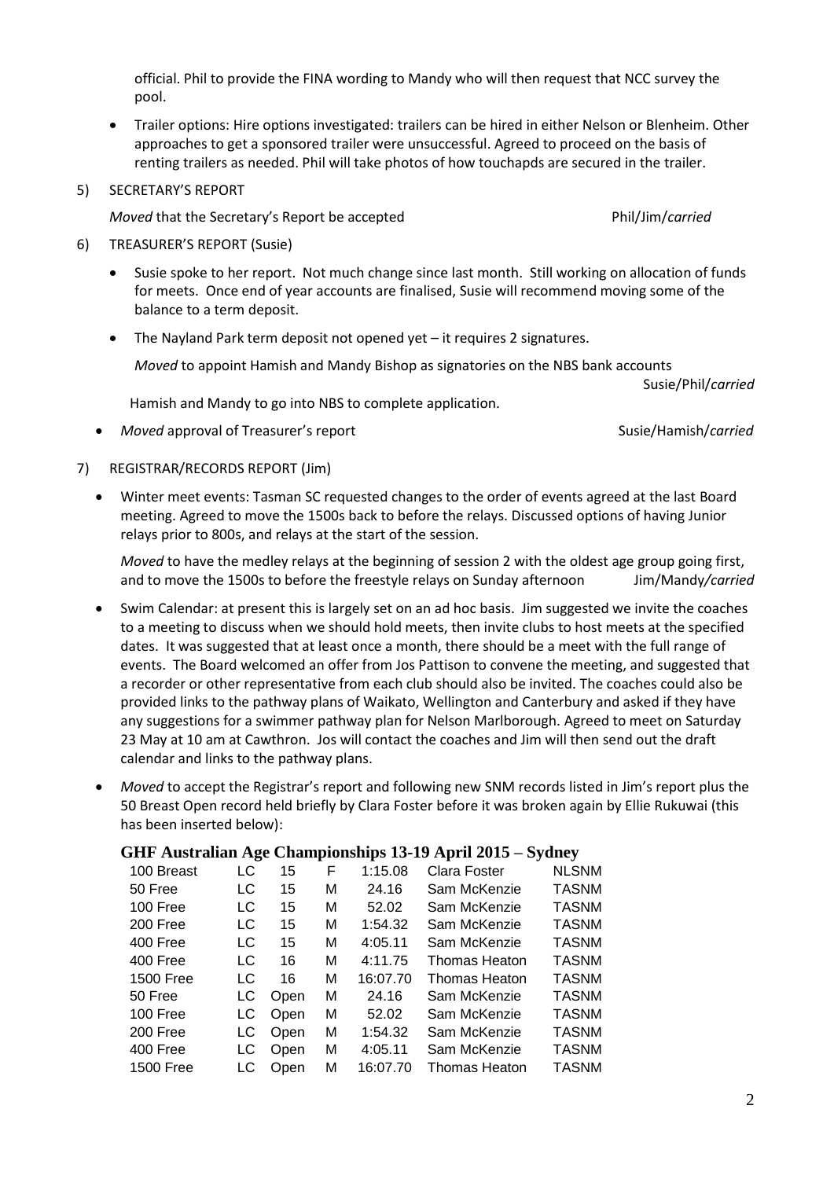official. Phil to provide the FINA wording to Mandy who will then request that NCC survey the pool.

- Trailer options: Hire options investigated: trailers can be hired in either Nelson or Blenheim. Other approaches to get a sponsored trailer were unsuccessful. Agreed to proceed on the basis of renting trailers as needed. Phil will take photos of how touchapds are secured in the trailer.

5) SECRETARY'S REPORT

*Moved* that the Secretary's Report be accepted Phil/Jim/*carried*

6) TREASURER'S REPORT (Susie)

- Susie spoke to her report. Not much change since last month. Still working on allocation of funds for meets. Once end of year accounts are finalised, Susie will recommend moving some of the balance to a term deposit.
- The Nayland Park term deposit not opened yet – it requires 2 signatures.

  *Moved* to appoint Hamish and Mandy Bishop as signatories on the NBS bank accounts Susie/Phil/*carried*

  Hamish and Mandy to go into NBS to complete application.

- *Moved* approval of Treasurer's report Susie/Hamish/*carried*

7) REGISTRAR/RECORDS REPORT (Jim)

- Winter meet events: Tasman SC requested changes to the order of events agreed at the last Board meeting. Agreed to move the 1500s back to before the relays. Discussed options of having Junior relays prior to 800s, and relays at the start of the session.

  *Moved* to have the medley relays at the beginning of session 2 with the oldest age group going first, and to move the 1500s to before the freestyle relays on Sunday afternoon Jim/Mandy/*carried*

- Swim Calendar: at present this is largely set on an ad hoc basis. Jim suggested we invite the coaches to a meeting to discuss when we should hold meets, then invite clubs to host meets at the specified dates. It was suggested that at least once a month, there should be a meet with the full range of events. The Board welcomed an offer from Jos Pattison to convene the meeting, and suggested that a recorder or other representative from each club should also be invited. The coaches could also be provided links to the pathway plans of Waikato, Wellington and Canterbury and asked if they have any suggestions for a swimmer pathway plan for Nelson Marlborough. Agreed to meet on Saturday 23 May at 10 am at Cawthron. Jos will contact the coaches and Jim will then send out the draft calendar and links to the pathway plans.

- *Moved* to accept the Registrar's report and following new SNM records listed in Jim's report plus the 50 Breast Open record held briefly by Clara Foster before it was broken again by Ellie Rukuwai (this has been inserted below):

**GHF Australian Age Championships 13-19 April 2015 – Sydney**

| | | | | | | |
|---|---|---|---|---|---|---|
| 100 Breast | LC | 15 | F | 1:15.08 | Clara Foster | NLSNM |
| 50 Free | LC | 15 | M | 24.16 | Sam McKenzie | TASNM |
| 100 Free | LC | 15 | M | 52.02 | Sam McKenzie | TASNM |
| 200 Free | LC | 15 | M | 1:54.32 | Sam McKenzie | TASNM |
| 400 Free | LC | 15 | M | 4:05.11 | Sam McKenzie | TASNM |
| 400 Free | LC | 16 | M | 4:11.75 | Thomas Heaton | TASNM |
| 1500 Free | LC | 16 | M | 16:07.70 | Thomas Heaton | TASNM |
| 50 Free | LC | Open | M | 24.16 | Sam McKenzie | TASNM |
| 100 Free | LC | Open | M | 52.02 | Sam McKenzie | TASNM |
| 200 Free | LC | Open | M | 1:54.32 | Sam McKenzie | TASNM |
| 400 Free | LC | Open | M | 4:05.11 | Sam McKenzie | TASNM |
| 1500 Free | LC | Open | M | 16:07.70 | Thomas Heaton | TASNM |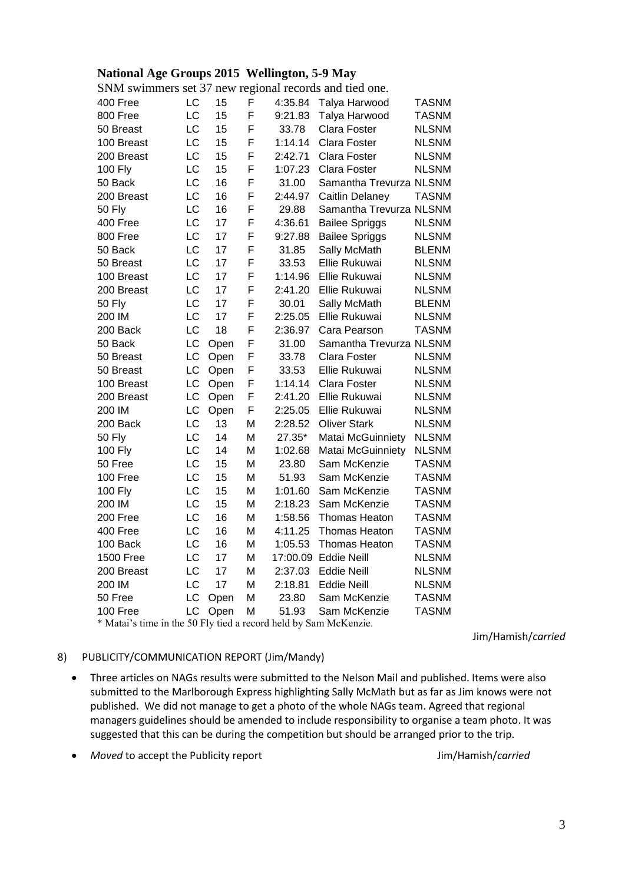**National Age Groups 2015 Wellington, 5-9 May**

SNM swimmers set 37 new regional records and tied one.

| Event | Course | Age | Gender | Time | Swimmer | Club |
|---|---|---|---|---|---|---|
| 400 Free | LC | 15 | F | 4:35.84 | Talya Harwood | TASNM |
| 800 Free | LC | 15 | F | 9:21.83 | Talya Harwood | TASNM |
| 50 Breast | LC | 15 | F | 33.78 | Clara Foster | NLSNM |
| 100 Breast | LC | 15 | F | 1:14.14 | Clara Foster | NLSNM |
| 200 Breast | LC | 15 | F | 2:42.71 | Clara Foster | NLSNM |
| 100 Fly | LC | 15 | F | 1:07.23 | Clara Foster | NLSNM |
| 50 Back | LC | 16 | F | 31.00 | Samantha Trevurza | NLSNM |
| 200 Breast | LC | 16 | F | 2:44.97 | Caitlin Delaney | TASNM |
| 50 Fly | LC | 16 | F | 29.88 | Samantha Trevurza | NLSNM |
| 400 Free | LC | 17 | F | 4:36.61 | Bailee Spriggs | NLSNM |
| 800 Free | LC | 17 | F | 9:27.88 | Bailee Spriggs | NLSNM |
| 50 Back | LC | 17 | F | 31.85 | Sally McMath | BLENM |
| 50 Breast | LC | 17 | F | 33.53 | Ellie Rukuwai | NLSNM |
| 100 Breast | LC | 17 | F | 1:14.96 | Ellie Rukuwai | NLSNM |
| 200 Breast | LC | 17 | F | 2:41.20 | Ellie Rukuwai | NLSNM |
| 50 Fly | LC | 17 | F | 30.01 | Sally McMath | BLENM |
| 200 IM | LC | 17 | F | 2:25.05 | Ellie Rukuwai | NLSNM |
| 200 Back | LC | 18 | F | 2:36.97 | Cara Pearson | TASNM |
| 50 Back | LC | Open | F | 31.00 | Samantha Trevurza | NLSNM |
| 50 Breast | LC | Open | F | 33.78 | Clara Foster | NLSNM |
| 50 Breast | LC | Open | F | 33.53 | Ellie Rukuwai | NLSNM |
| 100 Breast | LC | Open | F | 1:14.14 | Clara Foster | NLSNM |
| 200 Breast | LC | Open | F | 2:41.20 | Ellie Rukuwai | NLSNM |
| 200 IM | LC | Open | F | 2:25.05 | Ellie Rukuwai | NLSNM |
| 200 Back | LC | 13 | M | 2:28.52 | Oliver Stark | NLSNM |
| 50 Fly | LC | 14 | M | 27.35* | Matai McGuinniety | NLSNM |
| 100 Fly | LC | 14 | M | 1:02.68 | Matai McGuinniety | NLSNM |
| 50 Free | LC | 15 | M | 23.80 | Sam McKenzie | TASNM |
| 100 Free | LC | 15 | M | 51.93 | Sam McKenzie | TASNM |
| 100 Fly | LC | 15 | M | 1:01.60 | Sam McKenzie | TASNM |
| 200 IM | LC | 15 | M | 2:18.23 | Sam McKenzie | TASNM |
| 200 Free | LC | 16 | M | 1:58.56 | Thomas Heaton | TASNM |
| 400 Free | LC | 16 | M | 4:11.25 | Thomas Heaton | TASNM |
| 100 Back | LC | 16 | M | 1:05.53 | Thomas Heaton | TASNM |
| 1500 Free | LC | 17 | M | 17:00.09 | Eddie Neill | NLSNM |
| 200 Breast | LC | 17 | M | 2:37.03 | Eddie Neill | NLSNM |
| 200 IM | LC | 17 | M | 2:18.81 | Eddie Neill | NLSNM |
| 50 Free | LC | Open | M | 23.80 | Sam McKenzie | TASNM |
| 100 Free | LC | Open | M | 51.93 | Sam McKenzie | TASNM |

\* Matai's time in the 50 Fly tied a record held by Sam McKenzie.

Jim/Hamish/*carried*

8) PUBLICITY/COMMUNICATION REPORT (Jim/Mandy)

- Three articles on NAGs results were submitted to the Nelson Mail and published. Items were also submitted to the Marlborough Express highlighting Sally McMath but as far as Jim knows were not published. We did not manage to get a photo of the whole NAGs team. Agreed that regional managers guidelines should be amended to include responsibility to organise a team photo. It was suggested that this can be during the competition but should be arranged prior to the trip.
- *Moved* to accept the Publicity report Jim/Hamish/*carried*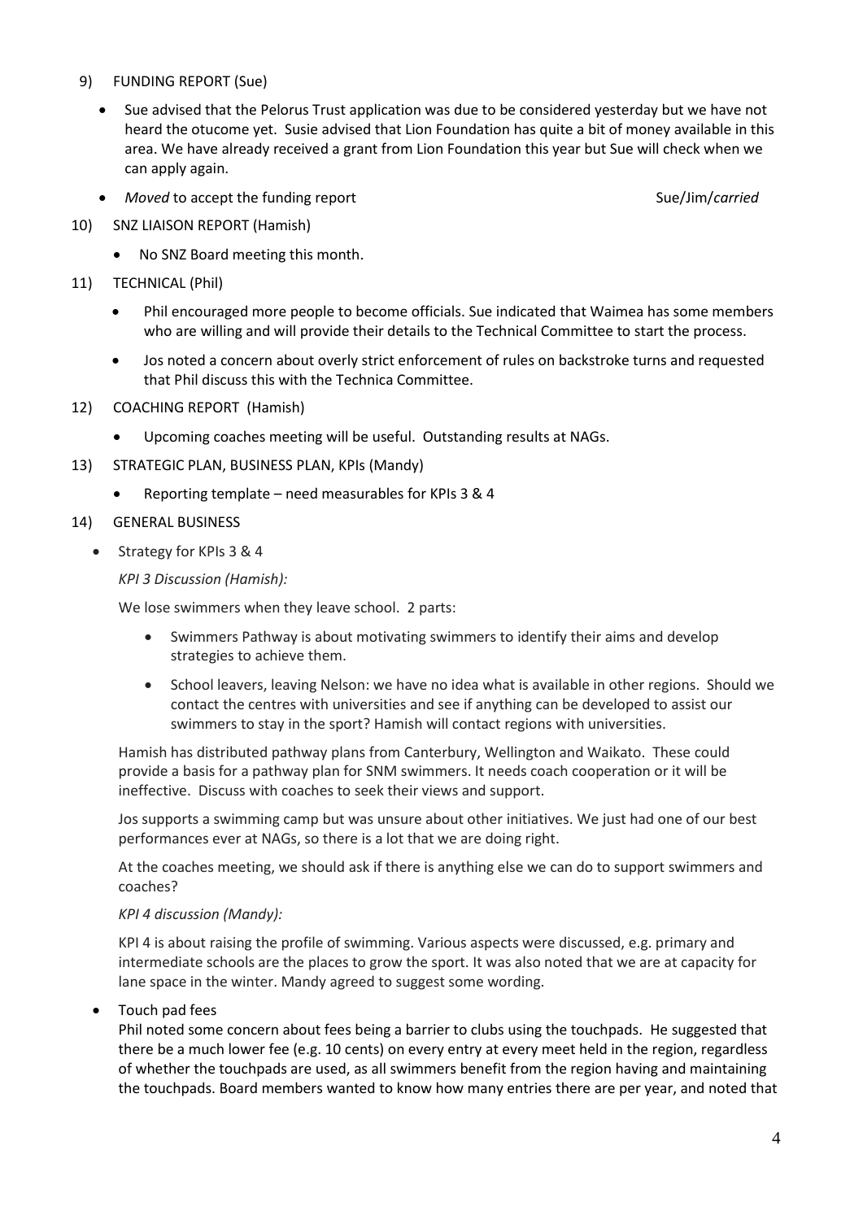9) FUNDING REPORT (Sue)

- Sue advised that the Pelorus Trust application was due to be considered yesterday but we have not heard the otucome yet. Susie advised that Lion Foundation has quite a bit of money available in this area. We have already received a grant from Lion Foundation this year but Sue will check when we can apply again.
- *Moved* to accept the funding report Sue/Jim/*carried*

10) SNZ LIAISON REPORT (Hamish)

- No SNZ Board meeting this month.

11) TECHNICAL (Phil)

- Phil encouraged more people to become officials. Sue indicated that Waimea has some members who are willing and will provide their details to the Technical Committee to start the process.
- Jos noted a concern about overly strict enforcement of rules on backstroke turns and requested that Phil discuss this with the Technica Committee.

12) COACHING REPORT (Hamish)

- Upcoming coaches meeting will be useful. Outstanding results at NAGs.

13) STRATEGIC PLAN, BUSINESS PLAN, KPIs (Mandy)

- Reporting template – need measurables for KPIs 3 & 4

14) GENERAL BUSINESS

- Strategy for KPIs 3 & 4

  *KPI 3 Discussion (Hamish):*

  We lose swimmers when they leave school. 2 parts:

  - Swimmers Pathway is about motivating swimmers to identify their aims and develop strategies to achieve them.
  - School leavers, leaving Nelson: we have no idea what is available in other regions. Should we contact the centres with universities and see if anything can be developed to assist our swimmers to stay in the sport? Hamish will contact regions with universities.

  Hamish has distributed pathway plans from Canterbury, Wellington and Waikato. These could provide a basis for a pathway plan for SNM swimmers. It needs coach cooperation or it will be ineffective. Discuss with coaches to seek their views and support.

  Jos supports a swimming camp but was unsure about other initiatives. We just had one of our best performances ever at NAGs, so there is a lot that we are doing right.

  At the coaches meeting, we should ask if there is anything else we can do to support swimmers and coaches?

  *KPI 4 discussion (Mandy):*

  KPI 4 is about raising the profile of swimming. Various aspects were discussed, e.g. primary and intermediate schools are the places to grow the sport. It was also noted that we are at capacity for lane space in the winter. Mandy agreed to suggest some wording.

- Touch pad fees

  Phil noted some concern about fees being a barrier to clubs using the touchpads. He suggested that there be a much lower fee (e.g. 10 cents) on every entry at every meet held in the region, regardless of whether the touchpads are used, as all swimmers benefit from the region having and maintaining the touchpads. Board members wanted to know how many entries there are per year, and noted that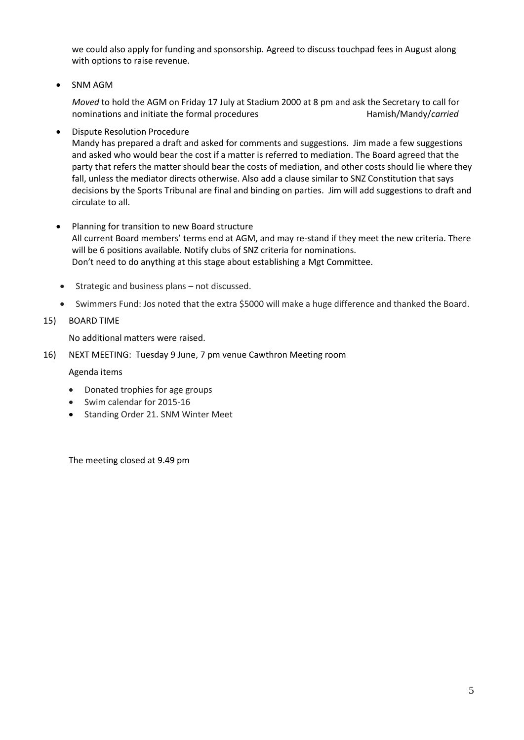we could also apply for funding and sponsorship. Agreed to discuss touchpad fees in August along with options to raise revenue.

- SNM AGM

  *Moved* to hold the AGM on Friday 17 July at Stadium 2000 at 8 pm and ask the Secretary to call for nominations and initiate the formal procedures Hamish/Mandy/*carried*

- Dispute Resolution Procedure

  Mandy has prepared a draft and asked for comments and suggestions. Jim made a few suggestions and asked who would bear the cost if a matter is referred to mediation. The Board agreed that the party that refers the matter should bear the costs of mediation, and other costs should lie where they fall, unless the mediator directs otherwise. Also add a clause similar to SNZ Constitution that says decisions by the Sports Tribunal are final and binding on parties. Jim will add suggestions to draft and circulate to all.

- Planning for transition to new Board structure

  All current Board members' terms end at AGM, and may re-stand if they meet the new criteria. There will be 6 positions available. Notify clubs of SNZ criteria for nominations.
  Don't need to do anything at this stage about establishing a Mgt Committee.

- Strategic and business plans – not discussed.
- Swimmers Fund: Jos noted that the extra $5000 will make a huge difference and thanked the Board.

15) BOARD TIME

No additional matters were raised.

16) NEXT MEETING: Tuesday 9 June, 7 pm venue Cawthron Meeting room

Agenda items

- Donated trophies for age groups
- Swim calendar for 2015-16
- Standing Order 21. SNM Winter Meet

The meeting closed at 9.49 pm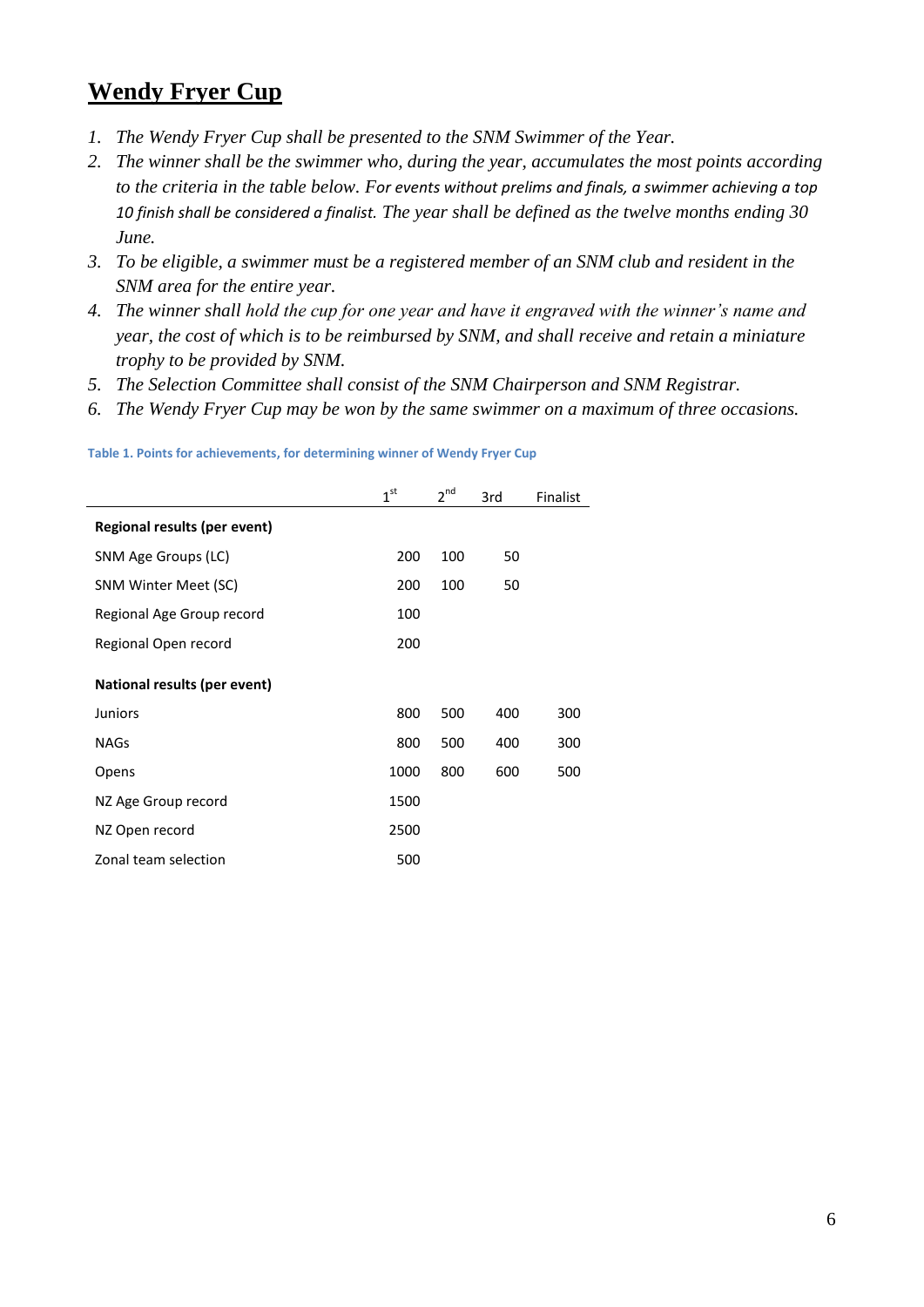# Wendy Fryer Cup

1. *The Wendy Fryer Cup shall be presented to the SNM Swimmer of the Year.*
2. *The winner shall be the swimmer who, during the year, accumulates the most points according to the criteria in the table below. For events without prelims and finals, a swimmer achieving a top 10 finish shall be considered a finalist. The year shall be defined as the twelve months ending 30 June.*
3. *To be eligible, a swimmer must be a registered member of an SNM club and resident in the SNM area for the entire year.*
4. *The winner shall hold the cup for one year and have it engraved with the winner's name and year, the cost of which is to be reimbursed by SNM, and shall receive and retain a miniature trophy to be provided by SNM.*
5. *The Selection Committee shall consist of the SNM Chairperson and SNM Registrar.*
6. *The Wendy Fryer Cup may be won by the same swimmer on a maximum of three occasions.*

**Table 1. Points for achievements, for determining winner of Wendy Fryer Cup**

| | 1st | 2nd | 3rd | Finalist |
|---|---|---|---|---|
| **Regional results (per event)** | | | | |
| SNM Age Groups (LC) | 200 | 100 | 50 | |
| SNM Winter Meet (SC) | 200 | 100 | 50 | |
| Regional Age Group record | 100 | | | |
| Regional Open record | 200 | | | |
| **National results (per event)** | | | | |
| Juniors | 800 | 500 | 400 | 300 |
| NAGs | 800 | 500 | 400 | 300 |
| Opens | 1000 | 800 | 600 | 500 |
| NZ Age Group record | 1500 | | | |
| NZ Open record | 2500 | | | |
| Zonal team selection | 500 | | | |